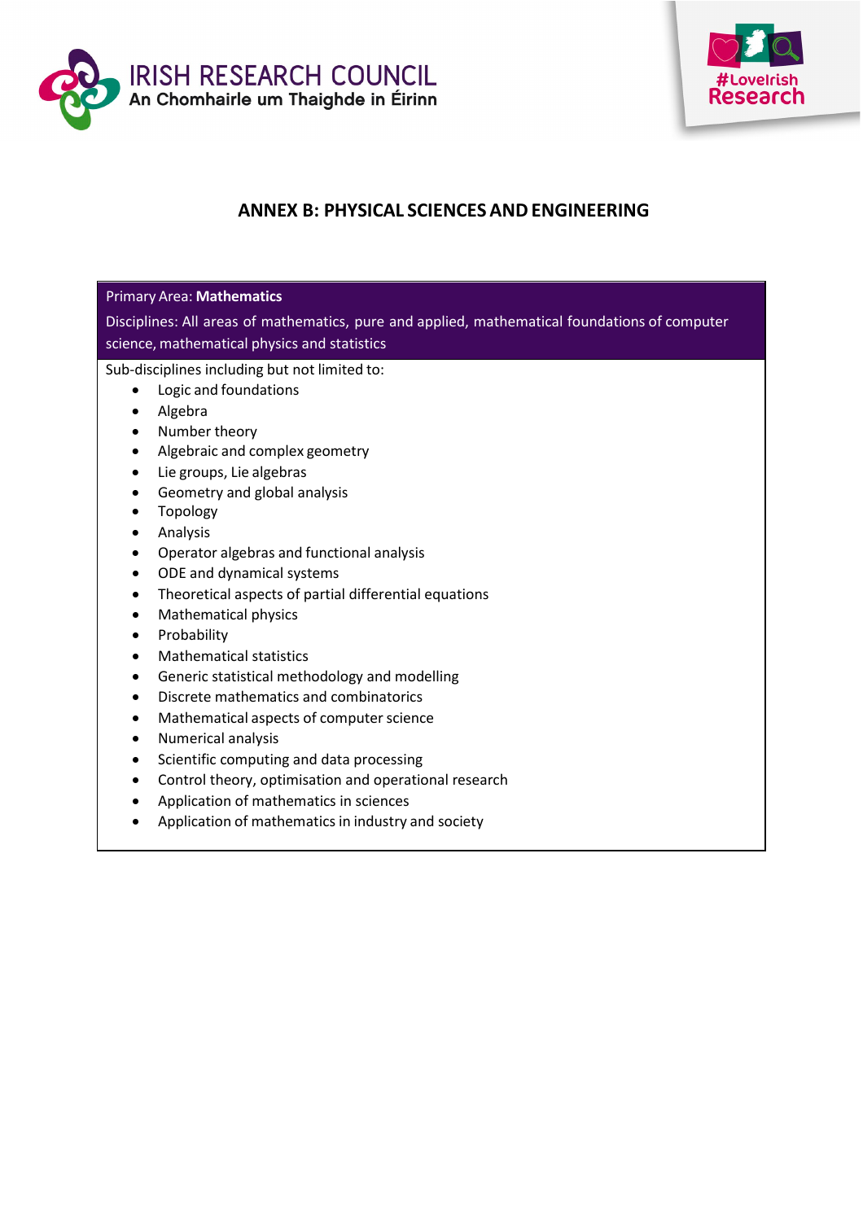IRISH RESEARCH COUNCIL
An Chomhairle um Thaighde in Éirinn

#LoveIrish Research

# ANNEX B: PHYSICAL SCIENCES AND ENGINEERING

Primary Area: **Mathematics**

Disciplines: All areas of mathematics, pure and applied, mathematical foundations of computer science, mathematical physics and statistics

Sub-disciplines including but not limited to:

- Logic and foundations
- Algebra
- Number theory
- Algebraic and complex geometry
- Lie groups, Lie algebras
- Geometry and global analysis
- Topology
- Analysis
- Operator algebras and functional analysis
- ODE and dynamical systems
- Theoretical aspects of partial differential equations
- Mathematical physics
- Probability
- Mathematical statistics
- Generic statistical methodology and modelling
- Discrete mathematics and combinatorics
- Mathematical aspects of computer science
- Numerical analysis
- Scientific computing and data processing
- Control theory, optimisation and operational research
- Application of mathematics in sciences
- Application of mathematics in industry and society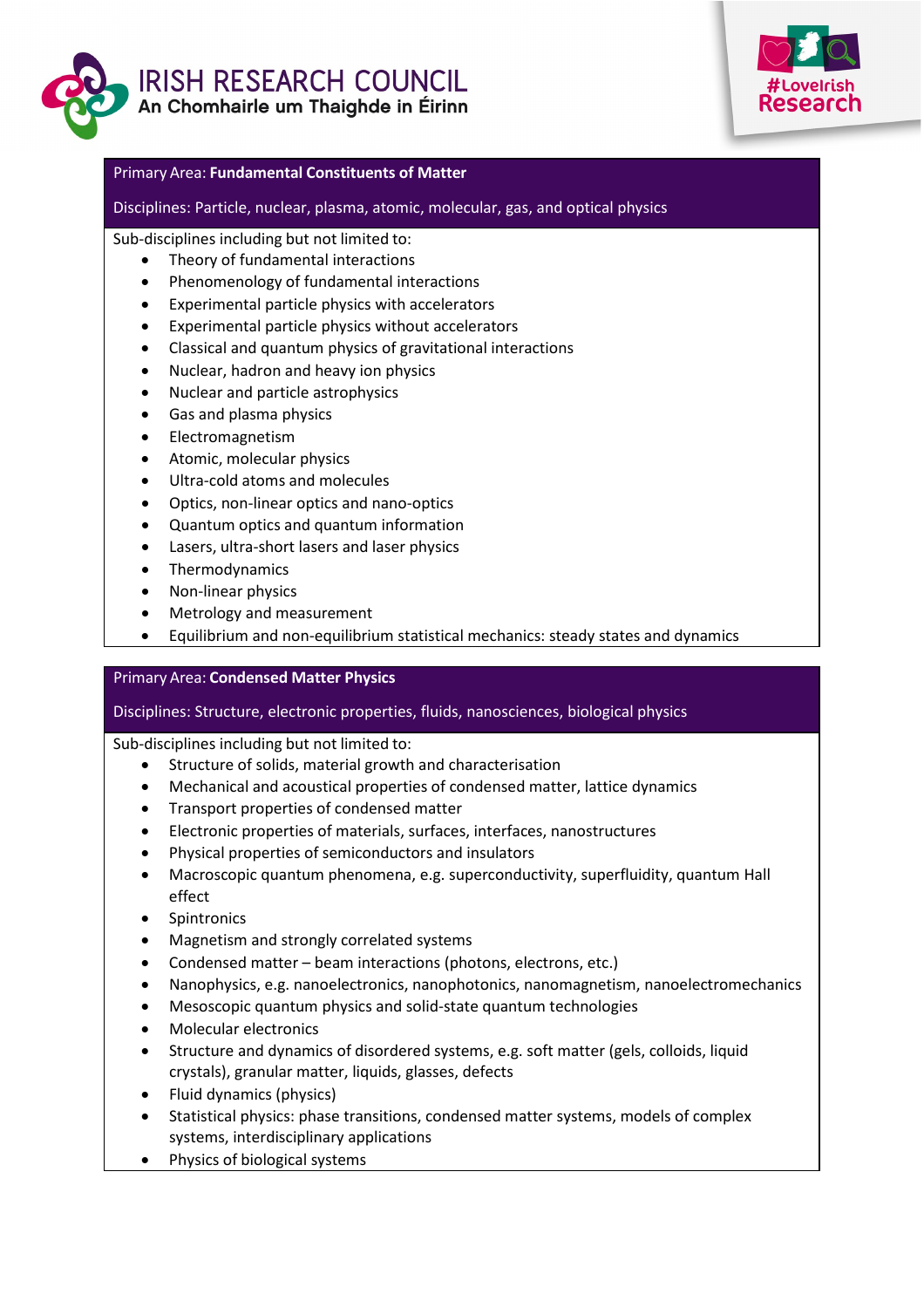Primary Area: **Fundamental Constituents of Matter**

Disciplines: Particle, nuclear, plasma, atomic, molecular, gas, and optical physics

Sub-disciplines including but not limited to:

- Theory of fundamental interactions
- Phenomenology of fundamental interactions
- Experimental particle physics with accelerators
- Experimental particle physics without accelerators
- Classical and quantum physics of gravitational interactions
- Nuclear, hadron and heavy ion physics
- Nuclear and particle astrophysics
- Gas and plasma physics
- Electromagnetism
- Atomic, molecular physics
- Ultra-cold atoms and molecules
- Optics, non-linear optics and nano-optics
- Quantum optics and quantum information
- Lasers, ultra-short lasers and laser physics
- Thermodynamics
- Non-linear physics
- Metrology and measurement
- Equilibrium and non-equilibrium statistical mechanics: steady states and dynamics

Primary Area: **Condensed Matter Physics**

Disciplines: Structure, electronic properties, fluids, nanosciences, biological physics

Sub-disciplines including but not limited to:

- Structure of solids, material growth and characterisation
- Mechanical and acoustical properties of condensed matter, lattice dynamics
- Transport properties of condensed matter
- Electronic properties of materials, surfaces, interfaces, nanostructures
- Physical properties of semiconductors and insulators
- Macroscopic quantum phenomena, e.g. superconductivity, superfluidity, quantum Hall effect
- Spintronics
- Magnetism and strongly correlated systems
- Condensed matter – beam interactions (photons, electrons, etc.)
- Nanophysics, e.g. nanoelectronics, nanophotonics, nanomagnetism, nanoelectromechanics
- Mesoscopic quantum physics and solid-state quantum technologies
- Molecular electronics
- Structure and dynamics of disordered systems, e.g. soft matter (gels, colloids, liquid crystals), granular matter, liquids, glasses, defects
- Fluid dynamics (physics)
- Statistical physics: phase transitions, condensed matter systems, models of complex systems, interdisciplinary applications
- Physics of biological systems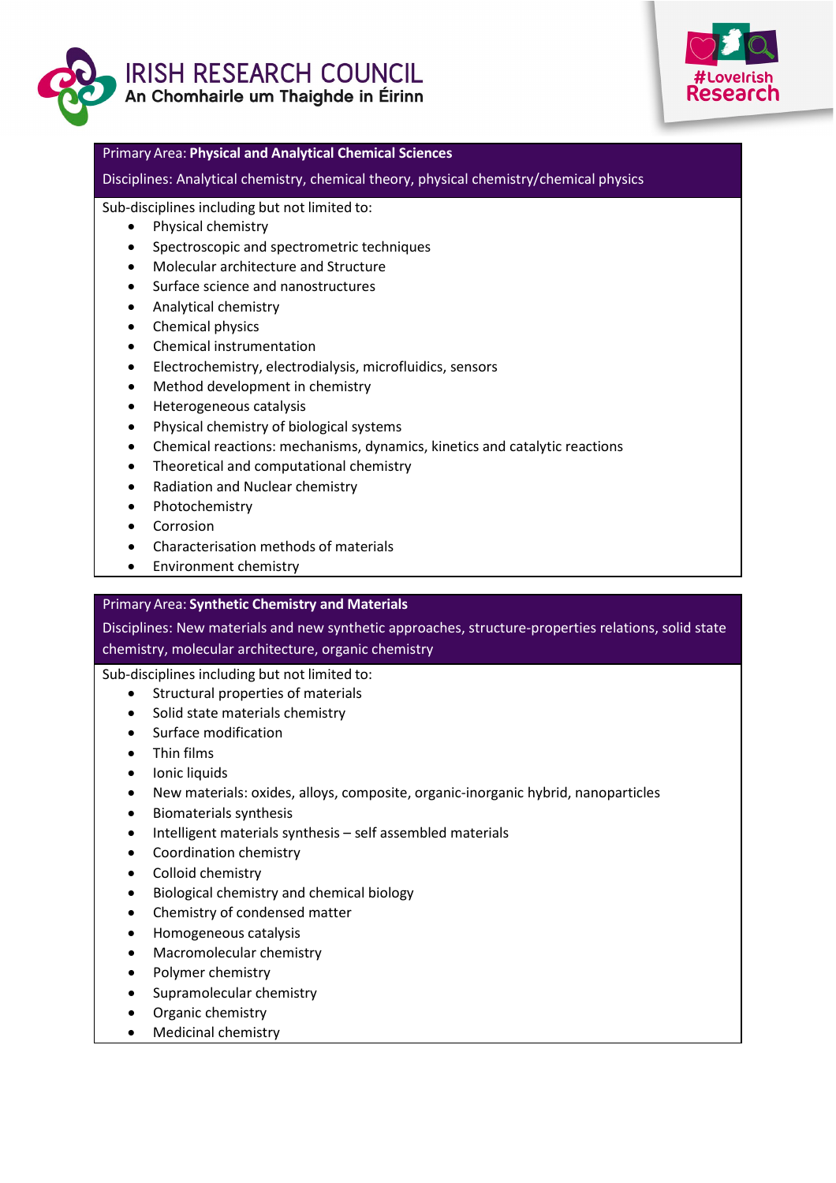**Primary Area: Physical and Analytical Chemical Sciences**

Disciplines: Analytical chemistry, chemical theory, physical chemistry/chemical physics

Sub-disciplines including but not limited to:

- Physical chemistry
- Spectroscopic and spectrometric techniques
- Molecular architecture and Structure
- Surface science and nanostructures
- Analytical chemistry
- Chemical physics
- Chemical instrumentation
- Electrochemistry, electrodialysis, microfluidics, sensors
- Method development in chemistry
- Heterogeneous catalysis
- Physical chemistry of biological systems
- Chemical reactions: mechanisms, dynamics, kinetics and catalytic reactions
- Theoretical and computational chemistry
- Radiation and Nuclear chemistry
- Photochemistry
- Corrosion
- Characterisation methods of materials
- Environment chemistry

**Primary Area: Synthetic Chemistry and Materials**

Disciplines: New materials and new synthetic approaches, structure-properties relations, solid state chemistry, molecular architecture, organic chemistry

Sub-disciplines including but not limited to:

- Structural properties of materials
- Solid state materials chemistry
- Surface modification
- Thin films
- Ionic liquids
- New materials: oxides, alloys, composite, organic-inorganic hybrid, nanoparticles
- Biomaterials synthesis
- Intelligent materials synthesis – self assembled materials
- Coordination chemistry
- Colloid chemistry
- Biological chemistry and chemical biology
- Chemistry of condensed matter
- Homogeneous catalysis
- Macromolecular chemistry
- Polymer chemistry
- Supramolecular chemistry
- Organic chemistry
- Medicinal chemistry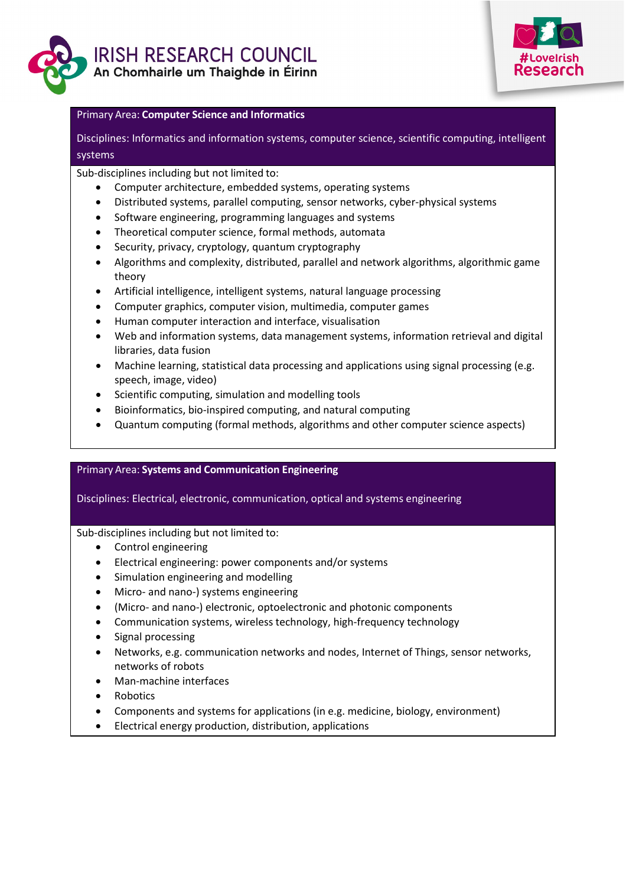Primary Area: **Computer Science and Informatics**

Disciplines: Informatics and information systems, computer science, scientific computing, intelligent systems

Sub-disciplines including but not limited to:

- Computer architecture, embedded systems, operating systems
- Distributed systems, parallel computing, sensor networks, cyber-physical systems
- Software engineering, programming languages and systems
- Theoretical computer science, formal methods, automata
- Security, privacy, cryptology, quantum cryptography
- Algorithms and complexity, distributed, parallel and network algorithms, algorithmic game theory
- Artificial intelligence, intelligent systems, natural language processing
- Computer graphics, computer vision, multimedia, computer games
- Human computer interaction and interface, visualisation
- Web and information systems, data management systems, information retrieval and digital libraries, data fusion
- Machine learning, statistical data processing and applications using signal processing (e.g. speech, image, video)
- Scientific computing, simulation and modelling tools
- Bioinformatics, bio-inspired computing, and natural computing
- Quantum computing (formal methods, algorithms and other computer science aspects)

Primary Area: **Systems and Communication Engineering**

Disciplines: Electrical, electronic, communication, optical and systems engineering

Sub-disciplines including but not limited to:

- Control engineering
- Electrical engineering: power components and/or systems
- Simulation engineering and modelling
- Micro- and nano-) systems engineering
- (Micro- and nano-) electronic, optoelectronic and photonic components
- Communication systems, wireless technology, high-frequency technology
- Signal processing
- Networks, e.g. communication networks and nodes, Internet of Things, sensor networks, networks of robots
- Man-machine interfaces
- Robotics
- Components and systems for applications (in e.g. medicine, biology, environment)
- Electrical energy production, distribution, applications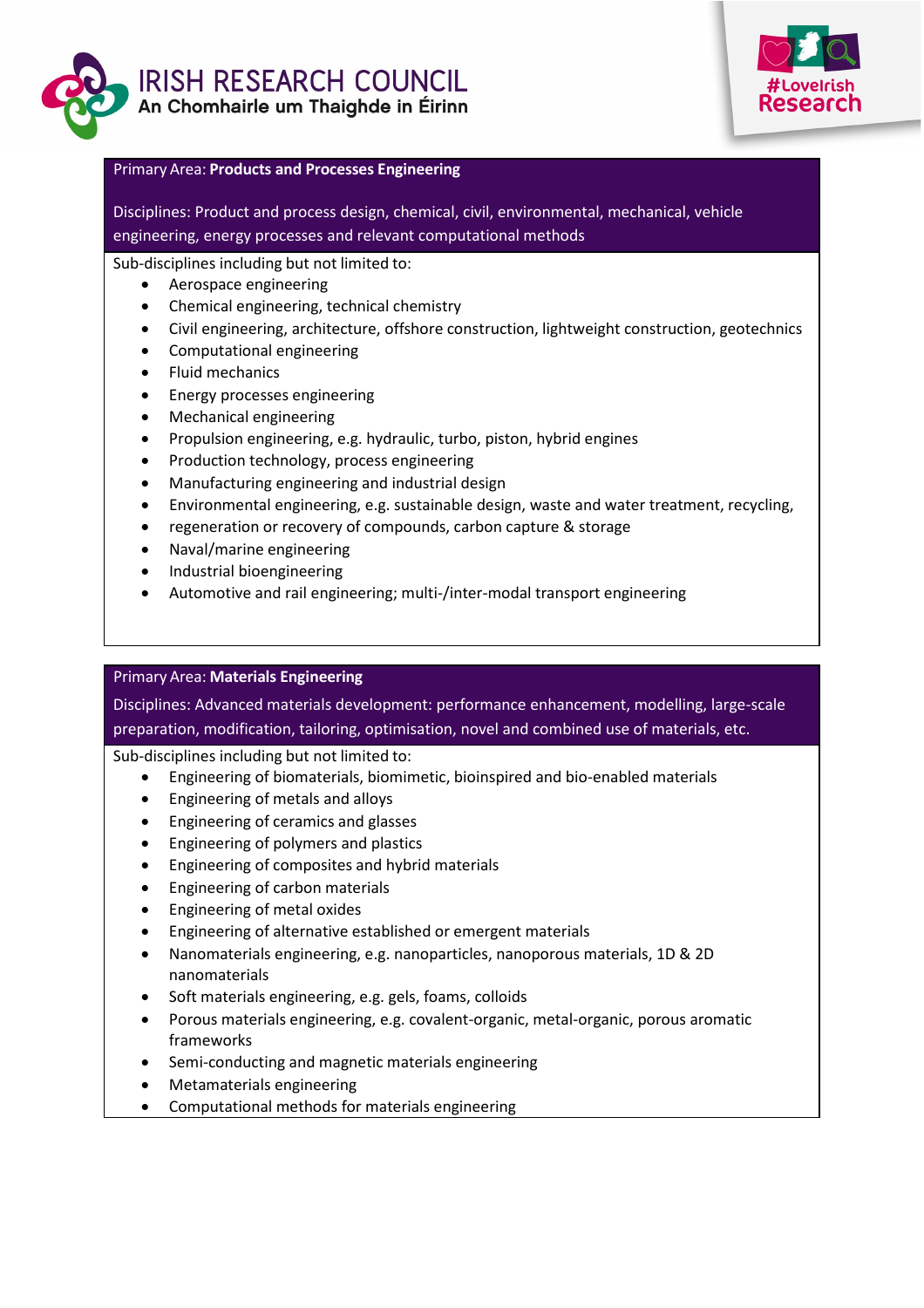Primary Area: **Products and Processes Engineering**

Disciplines: Product and process design, chemical, civil, environmental, mechanical, vehicle engineering, energy processes and relevant computational methods

Sub-disciplines including but not limited to:

- Aerospace engineering
- Chemical engineering, technical chemistry
- Civil engineering, architecture, offshore construction, lightweight construction, geotechnics
- Computational engineering
- Fluid mechanics
- Energy processes engineering
- Mechanical engineering
- Propulsion engineering, e.g. hydraulic, turbo, piston, hybrid engines
- Production technology, process engineering
- Manufacturing engineering and industrial design
- Environmental engineering, e.g. sustainable design, waste and water treatment, recycling,
- regeneration or recovery of compounds, carbon capture & storage
- Naval/marine engineering
- Industrial bioengineering
- Automotive and rail engineering; multi-/inter-modal transport engineering

Primary Area: **Materials Engineering**

Disciplines: Advanced materials development: performance enhancement, modelling, large-scale preparation, modification, tailoring, optimisation, novel and combined use of materials, etc.

Sub-disciplines including but not limited to:

- Engineering of biomaterials, biomimetic, bioinspired and bio-enabled materials
- Engineering of metals and alloys
- Engineering of ceramics and glasses
- Engineering of polymers and plastics
- Engineering of composites and hybrid materials
- Engineering of carbon materials
- Engineering of metal oxides
- Engineering of alternative established or emergent materials
- Nanomaterials engineering, e.g. nanoparticles, nanoporous materials, 1D & 2D nanomaterials
- Soft materials engineering, e.g. gels, foams, colloids
- Porous materials engineering, e.g. covalent-organic, metal-organic, porous aromatic frameworks
- Semi-conducting and magnetic materials engineering
- Metamaterials engineering
- Computational methods for materials engineering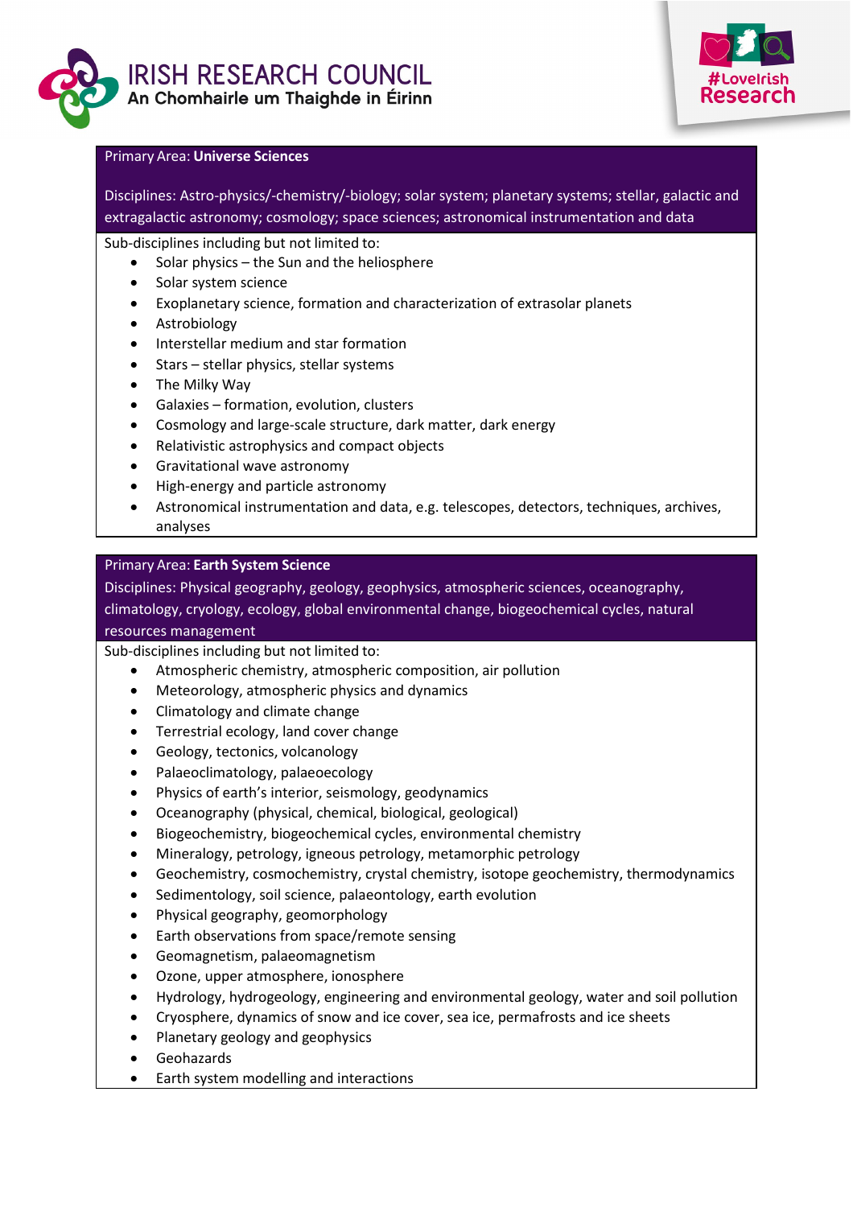Primary Area: **Universe Sciences**

Disciplines: Astro-physics/-chemistry/-biology; solar system; planetary systems; stellar, galactic and extragalactic astronomy; cosmology; space sciences; astronomical instrumentation and data

Sub-disciplines including but not limited to:

- Solar physics – the Sun and the heliosphere
- Solar system science
- Exoplanetary science, formation and characterization of extrasolar planets
- Astrobiology
- Interstellar medium and star formation
- Stars – stellar physics, stellar systems
- The Milky Way
- Galaxies – formation, evolution, clusters
- Cosmology and large-scale structure, dark matter, dark energy
- Relativistic astrophysics and compact objects
- Gravitational wave astronomy
- High-energy and particle astronomy
- Astronomical instrumentation and data, e.g. telescopes, detectors, techniques, archives, analyses

Primary Area: **Earth System Science**

Disciplines: Physical geography, geology, geophysics, atmospheric sciences, oceanography, climatology, cryology, ecology, global environmental change, biogeochemical cycles, natural resources management

Sub-disciplines including but not limited to:

- Atmospheric chemistry, atmospheric composition, air pollution
- Meteorology, atmospheric physics and dynamics
- Climatology and climate change
- Terrestrial ecology, land cover change
- Geology, tectonics, volcanology
- Palaeoclimatology, palaeoecology
- Physics of earth's interior, seismology, geodynamics
- Oceanography (physical, chemical, biological, geological)
- Biogeochemistry, biogeochemical cycles, environmental chemistry
- Mineralogy, petrology, igneous petrology, metamorphic petrology
- Geochemistry, cosmochemistry, crystal chemistry, isotope geochemistry, thermodynamics
- Sedimentology, soil science, palaeontology, earth evolution
- Physical geography, geomorphology
- Earth observations from space/remote sensing
- Geomagnetism, palaeomagnetism
- Ozone, upper atmosphere, ionosphere
- Hydrology, hydrogeology, engineering and environmental geology, water and soil pollution
- Cryosphere, dynamics of snow and ice cover, sea ice, permafrosts and ice sheets
- Planetary geology and geophysics
- Geohazards
- Earth system modelling and interactions